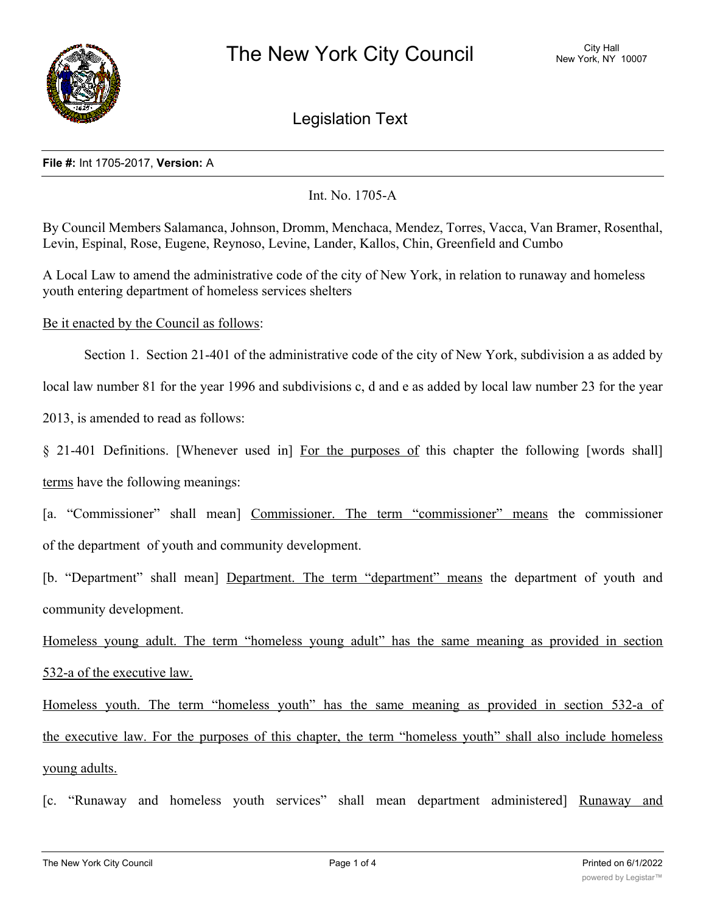# The New York City Council

City Hall
New York, NY 10007

## Legislation Text

**File #:** Int 1705-2017, **Version:** A

Int. No. 1705-A

By Council Members Salamanca, Johnson, Dromm, Menchaca, Mendez, Torres, Vacca, Van Bramer, Rosenthal, Levin, Espinal, Rose, Eugene, Reynoso, Levine, Lander, Kallos, Chin, Greenfield and Cumbo

A Local Law to amend the administrative code of the city of New York, in relation to runaway and homeless youth entering department of homeless services shelters

Be it enacted by the Council as follows:

Section 1. Section 21-401 of the administrative code of the city of New York, subdivision a as added by local law number 81 for the year 1996 and subdivisions c, d and e as added by local law number 23 for the year 2013, is amended to read as follows:

§ 21-401 Definitions. [Whenever used in] For the purposes of this chapter the following [words shall] terms have the following meanings:

[a. "Commissioner" shall mean] Commissioner. The term "commissioner" means the commissioner of the department of youth and community development.

[b. "Department" shall mean] Department. The term "department" means the department of youth and community development.

Homeless young adult. The term "homeless young adult" has the same meaning as provided in section 532-a of the executive law.

Homeless youth. The term "homeless youth" has the same meaning as provided in section 532-a of the executive law. For the purposes of this chapter, the term "homeless youth" shall also include homeless young adults.

[c. "Runaway and homeless youth services" shall mean department administered] Runaway and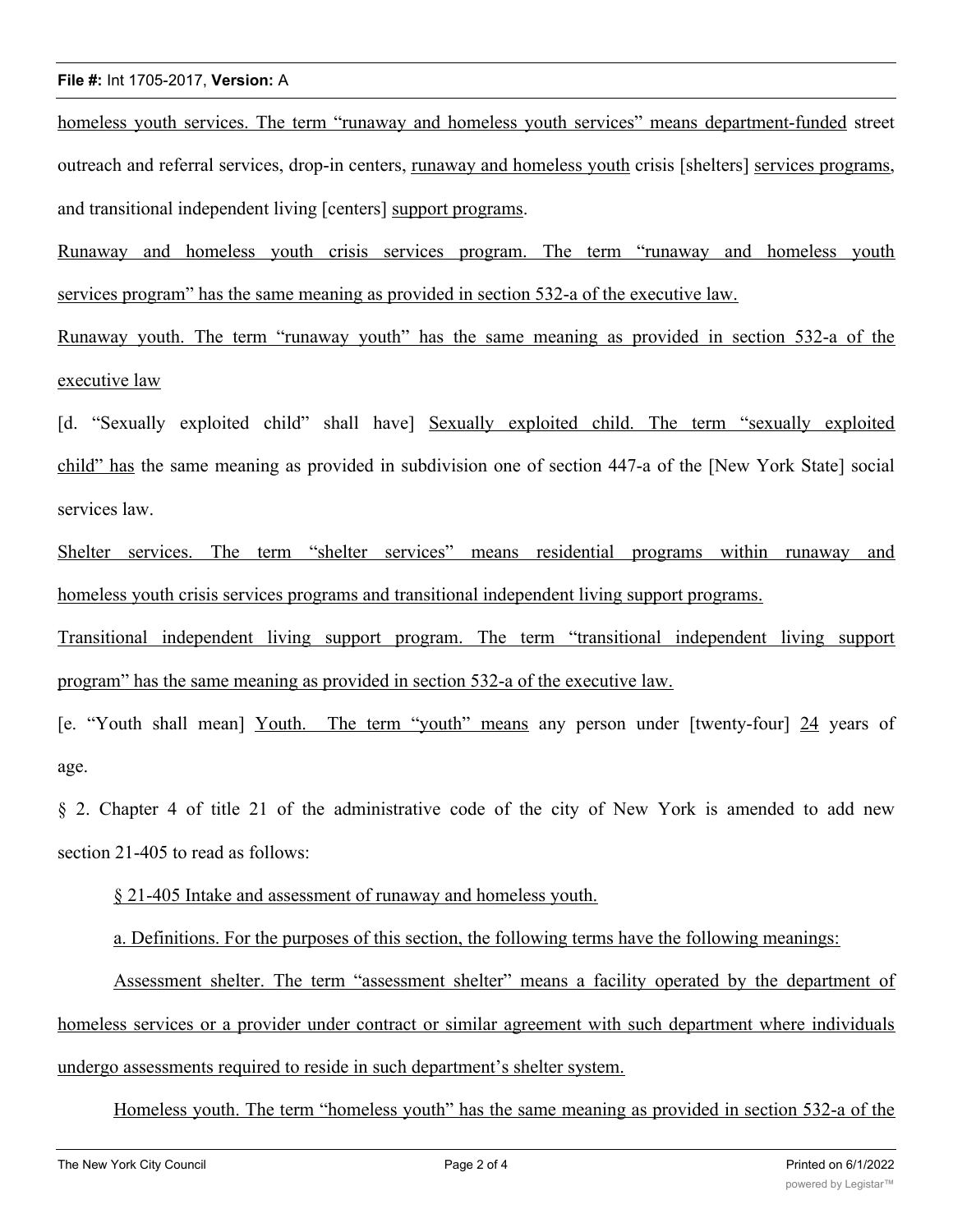homeless youth services. The term "runaway and homeless youth services" means department-funded street outreach and referral services, drop-in centers, runaway and homeless youth crisis [shelters] services programs, and transitional independent living [centers] support programs.

Runaway and homeless youth crisis services program. The term "runaway and homeless youth services program" has the same meaning as provided in section 532-a of the executive law.

Runaway youth. The term "runaway youth" has the same meaning as provided in section 532-a of the executive law

[d. "Sexually exploited child" shall have] Sexually exploited child. The term "sexually exploited child" has the same meaning as provided in subdivision one of section 447-a of the [New York State] social services law.

Shelter services. The term "shelter services" means residential programs within runaway and homeless youth crisis services programs and transitional independent living support programs.

Transitional independent living support program. The term "transitional independent living support program" has the same meaning as provided in section 532-a of the executive law.

[e. "Youth shall mean] Youth. The term "youth" means any person under [twenty-four] 24 years of age.

§ 2. Chapter 4 of title 21 of the administrative code of the city of New York is amended to add new section 21-405 to read as follows:

§ 21-405 Intake and assessment of runaway and homeless youth.

a. Definitions. For the purposes of this section, the following terms have the following meanings:

Assessment shelter. The term "assessment shelter" means a facility operated by the department of homeless services or a provider under contract or similar agreement with such department where individuals undergo assessments required to reside in such department's shelter system.

Homeless youth. The term "homeless youth" has the same meaning as provided in section 532-a of the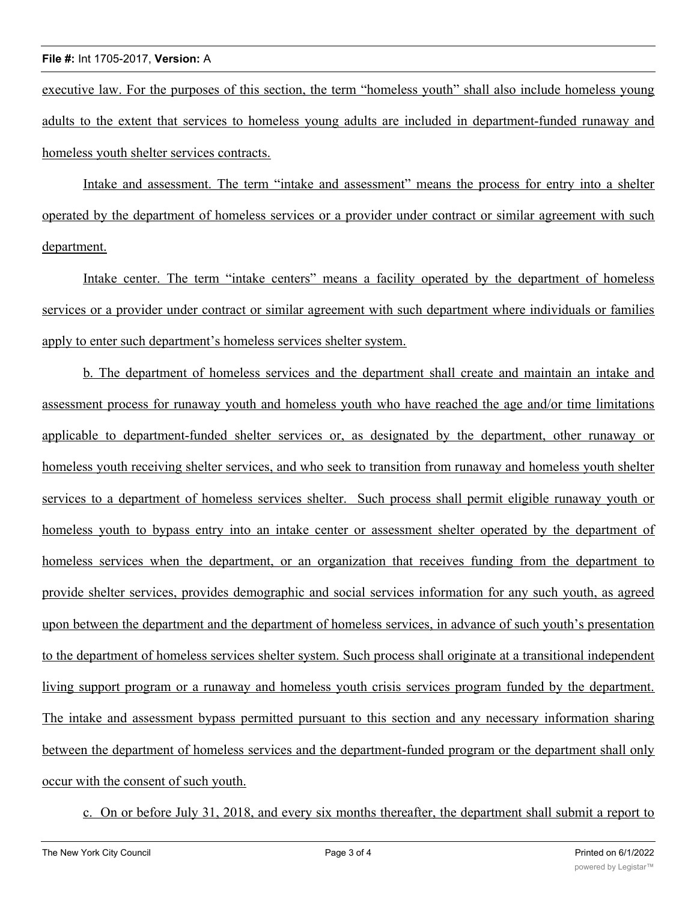executive law. For the purposes of this section, the term "homeless youth" shall also include homeless young adults to the extent that services to homeless young adults are included in department-funded runaway and homeless youth shelter services contracts.

Intake and assessment. The term "intake and assessment" means the process for entry into a shelter operated by the department of homeless services or a provider under contract or similar agreement with such department.

Intake center. The term "intake centers" means a facility operated by the department of homeless services or a provider under contract or similar agreement with such department where individuals or families apply to enter such department's homeless services shelter system.

b. The department of homeless services and the department shall create and maintain an intake and assessment process for runaway youth and homeless youth who have reached the age and/or time limitations applicable to department-funded shelter services or, as designated by the department, other runaway or homeless youth receiving shelter services, and who seek to transition from runaway and homeless youth shelter services to a department of homeless services shelter. Such process shall permit eligible runaway youth or homeless youth to bypass entry into an intake center or assessment shelter operated by the department of homeless services when the department, or an organization that receives funding from the department to provide shelter services, provides demographic and social services information for any such youth, as agreed upon between the department and the department of homeless services, in advance of such youth's presentation to the department of homeless services shelter system. Such process shall originate at a transitional independent living support program or a runaway and homeless youth crisis services program funded by the department. The intake and assessment bypass permitted pursuant to this section and any necessary information sharing between the department of homeless services and the department-funded program or the department shall only occur with the consent of such youth.

c. On or before July 31, 2018, and every six months thereafter, the department shall submit a report to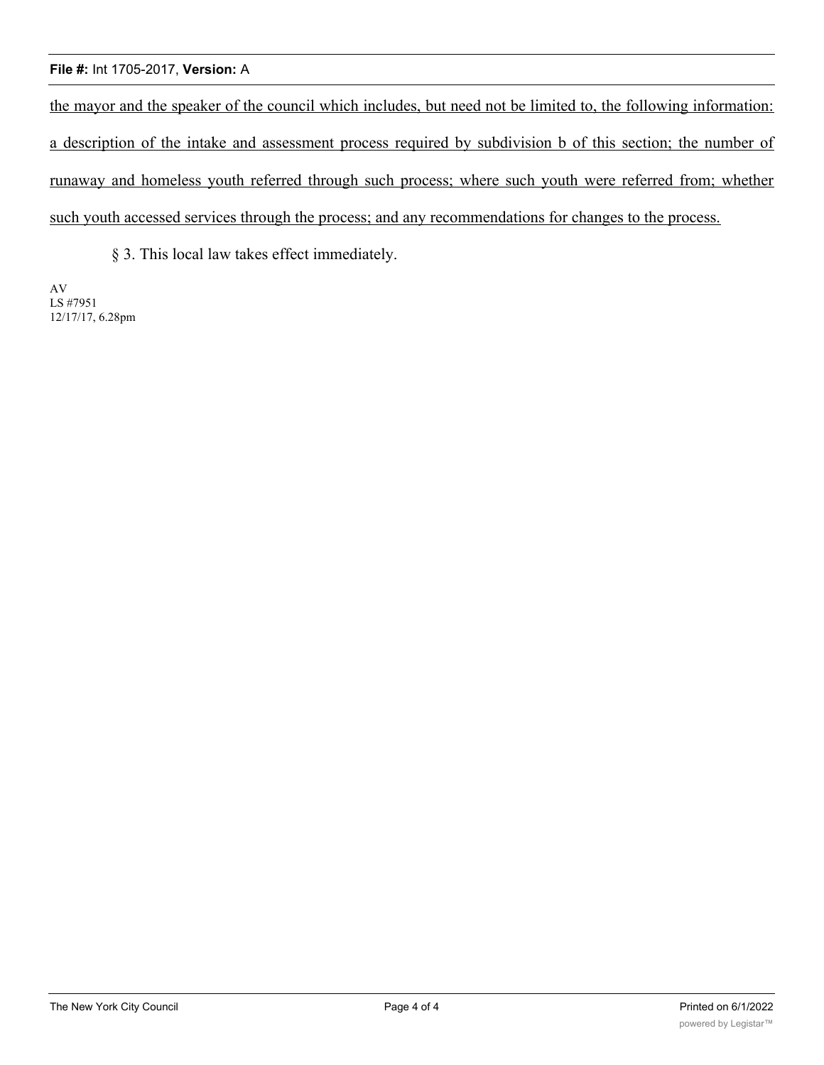the mayor and the speaker of the council which includes, but need not be limited to, the following information: a description of the intake and assessment process required by subdivision b of this section; the number of runaway and homeless youth referred through such process; where such youth were referred from; whether such youth accessed services through the process; and any recommendations for changes to the process.

§ 3. This local law takes effect immediately.

AV
LS #7951
12/17/17, 6.28pm